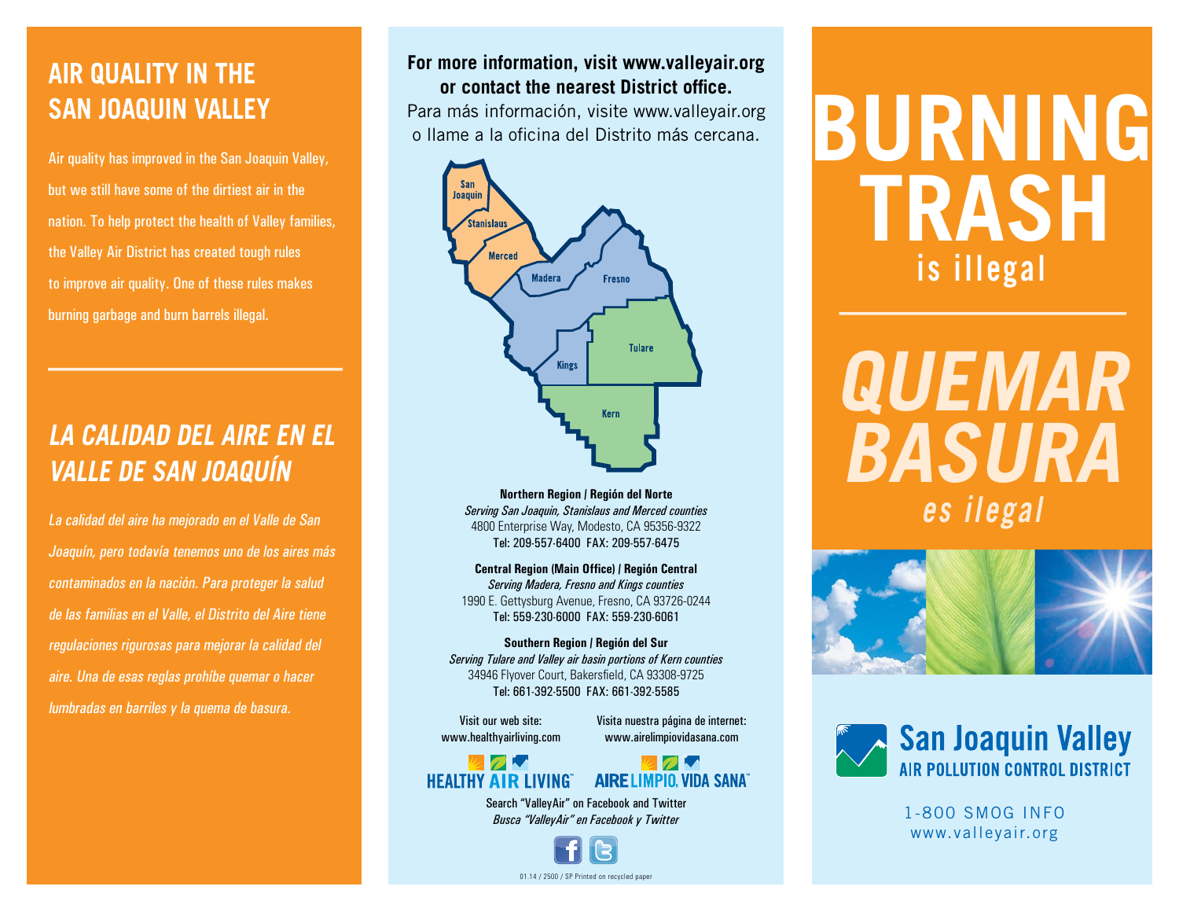## AIR QUALITY IN THE SAN JOAQUIN VALLEY

Air quality has improved in the San Joaquin Valley, but we still have some of the dirtiest air in the nation. To help protect the health of Valley families, the Valley Air District has created tough rules to improve air quality. One of these rules makes burning garbage and burn barrels illegal.

---

## *LA CALIDAD DEL AIRE EN EL VALLE DE SAN JOAQUÍN*

*La calidad del aire ha mejorado en el Valle de San Joaquín, pero todavía tenemos uno de los aires más contaminados en la nación. Para proteger la salud de las familias en el Valle, el Distrito del Aire tiene regulaciones rigurosas para mejorar la calidad del aire. Una de esas reglas prohíbe quemar o hacer lumbradas en barriles y la quema de basura.*

**For more information, visit www.valleyair.org or contact the nearest District office.**

Para más información, visite www.valleyair.org o llame a la oficina del Distrito más cercana.

San Joaquin · Stanislaus · Merced · Madera · Fresno · Kings · Tulare · Kern

**Northern Region | Región del Norte**
*Serving San Joaquin, Stanislaus and Merced counties*
4800 Enterprise Way, Modesto, CA 95356-9322
Tel: 209-557-6400 FAX: 209-557-6475

**Central Region (Main Office) | Región Central**
*Serving Madera, Fresno and Kings counties*
1990 E. Gettysburg Avenue, Fresno, CA 93726-0244
Tel: 559-230-6000 FAX: 559-230-6061

**Southern Region | Región del Sur**
*Serving Tulare and Valley air basin portions of Kern counties*
34946 Flyover Court, Bakersfield, CA 93308-9725
Tel: 661-392-5500 FAX: 661-392-5585

Visit our web site: www.healthyairliving.com

Visita nuestra página de internet: www.airelimpiovidasana.com

HEALTHY AIR LIVING™ AIRE LIMPIO, VIDA SANA™

Search "ValleyAir" on Facebook and Twitter
*Busca "ValleyAir" en Facebook y Twitter*

01.14 / 2500 / SP Printed on recycled paper

# BURNING TRASH is illegal

---

# *QUEMAR BASURA es ilegal*

**San Joaquin Valley AIR POLLUTION CONTROL DISTRICT**

1-800 SMOG INFO
www.valleyair.org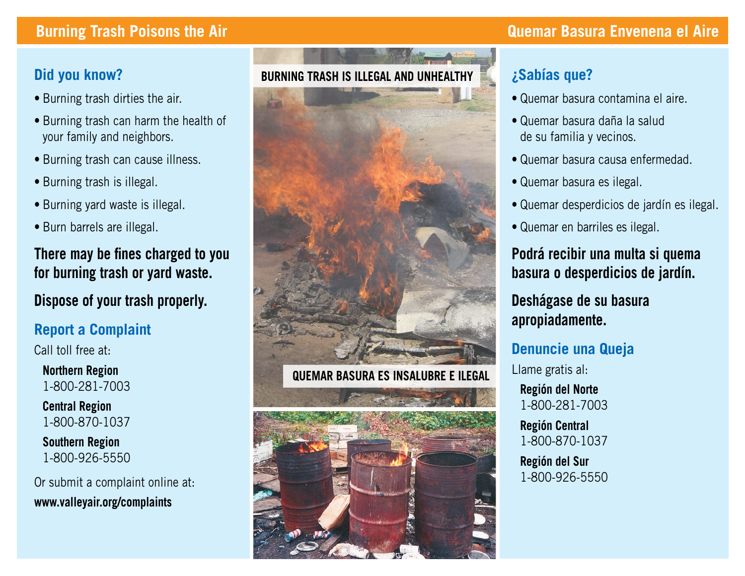## Burning Trash Poisons the Air

### Did you know?

- Burning trash dirties the air.
- Burning trash can harm the health of your family and neighbors.
- Burning trash can cause illness.
- Burning trash is illegal.
- Burning yard waste is illegal.
- Burn barrels are illegal.

**There may be fines charged to you for burning trash or yard waste.**

**Dispose of your trash properly.**

### Report a Complaint

Call toll free at:

**Northern Region**
1-800-281-7003

**Central Region**
1-800-870-1037

**Southern Region**
1-800-926-5550

Or submit a complaint online at:

**www.valleyair.org/complaints**

**BURNING TRASH IS ILLEGAL AND UNHEALTHY**

**QUEMAR BASURA ES INSALUBRE E ILEGAL**

## Quemar Basura Envenena el Aire

### ¿Sabías que?

- Quemar basura contamina el aire.
- Quemar basura daña la salud de su familia y vecinos.
- Quemar basura causa enfermedad.
- Quemar basura es ilegal.
- Quemar desperdicios de jardín es ilegal.
- Quemar en barriles es ilegal.

**Podrá recibir una multa si quema basura o desperdicios de jardín.**

**Deshágase de su basura apropiadamente.**

### Denuncie una Queja

Llame gratis al:

**Región del Norte**
1-800-281-7003

**Región Central**
1-800-870-1037

**Región del Sur**
1-800-926-5550